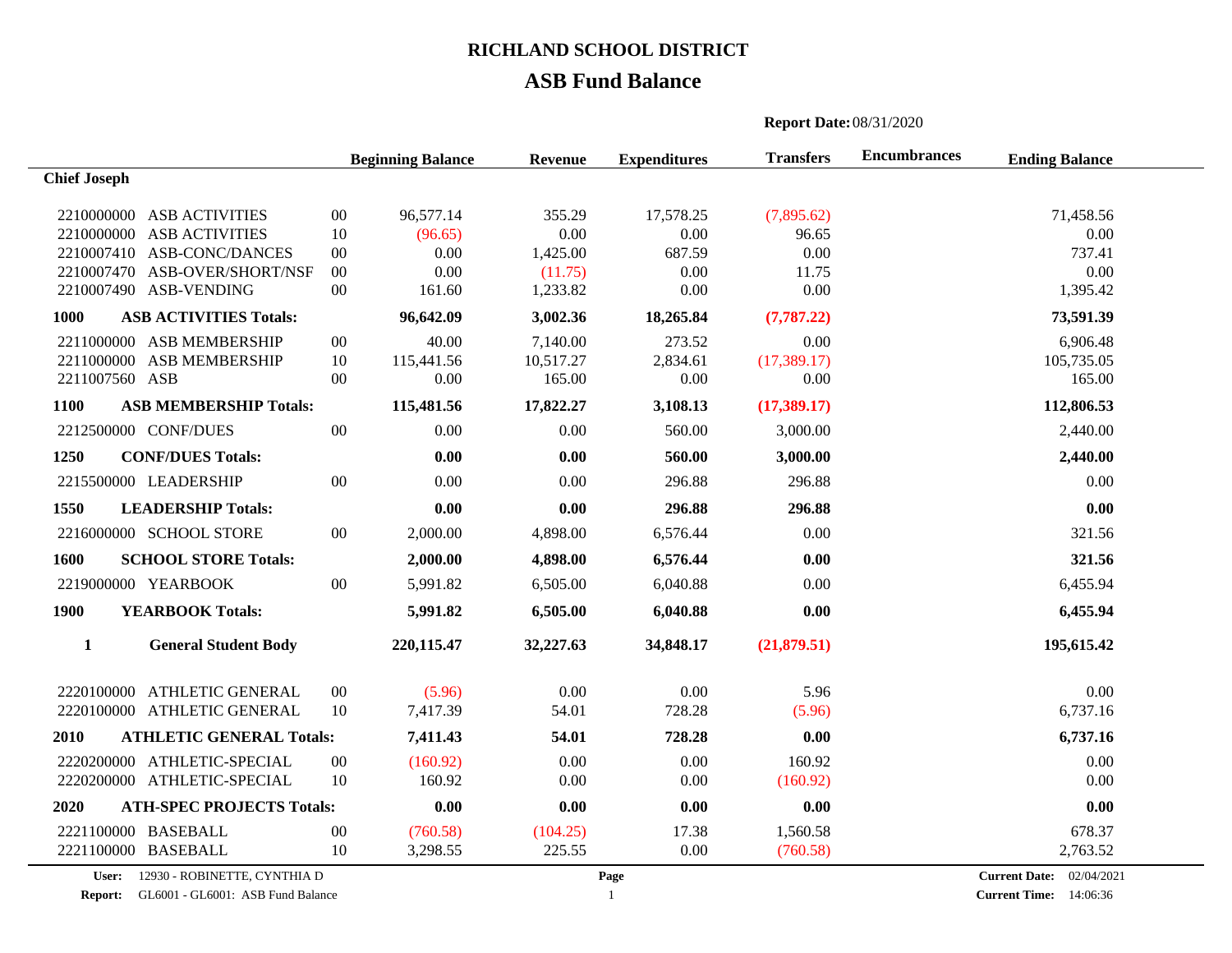# RICHLAND SCHOOL DISTRICT

## ASB Fund Balance

**Report Date:** 08/31/2020

| | | | Beginning Balance | Revenue | Expenditures | Transfers | Encumbrances | Ending Balance |
|---|---|---|---|---|---|---|---|---|
| **Chief Joseph** | | | | | | | | |
| 2210000000 | ASB ACTIVITIES | 00 | 96,577.14 | 355.29 | 17,578.25 | (7,895.62) | | 71,458.56 |
| 2210000000 | ASB ACTIVITIES | 10 | (96.65) | 0.00 | 0.00 | 96.65 | | 0.00 |
| 2210007410 | ASB-CONC/DANCES | 00 | 0.00 | 1,425.00 | 687.59 | 0.00 | | 737.41 |
| 2210007470 | ASB-OVER/SHORT/NSF | 00 | 0.00 | (11.75) | 0.00 | 11.75 | | 0.00 |
| 2210007490 | ASB-VENDING | 00 | 161.60 | 1,233.82 | 0.00 | 0.00 | | 1,395.42 |
| **1000** | **ASB ACTIVITIES Totals:** | | **96,642.09** | **3,002.36** | **18,265.84** | **(7,787.22)** | | **73,591.39** |
| 2211000000 | ASB MEMBERSHIP | 00 | 40.00 | 7,140.00 | 273.52 | 0.00 | | 6,906.48 |
| 2211000000 | ASB MEMBERSHIP | 10 | 115,441.56 | 10,517.27 | 2,834.61 | (17,389.17) | | 105,735.05 |
| 2211007560 | ASB | 00 | 0.00 | 165.00 | 0.00 | 0.00 | | 165.00 |
| **1100** | **ASB MEMBERSHIP Totals:** | | **115,481.56** | **17,822.27** | **3,108.13** | **(17,389.17)** | | **112,806.53** |
| 2212500000 | CONF/DUES | 00 | 0.00 | 0.00 | 560.00 | 3,000.00 | | 2,440.00 |
| **1250** | **CONF/DUES Totals:** | | **0.00** | **0.00** | **560.00** | **3,000.00** | | **2,440.00** |
| 2215500000 | LEADERSHIP | 00 | 0.00 | 0.00 | 296.88 | 296.88 | | 0.00 |
| **1550** | **LEADERSHIP Totals:** | | **0.00** | **0.00** | **296.88** | **296.88** | | **0.00** |
| 2216000000 | SCHOOL STORE | 00 | 2,000.00 | 4,898.00 | 6,576.44 | 0.00 | | 321.56 |
| **1600** | **SCHOOL STORE Totals:** | | **2,000.00** | **4,898.00** | **6,576.44** | **0.00** | | **321.56** |
| 2219000000 | YEARBOOK | 00 | 5,991.82 | 6,505.00 | 6,040.88 | 0.00 | | 6,455.94 |
| **1900** | **YEARBOOK Totals:** | | **5,991.82** | **6,505.00** | **6,040.88** | **0.00** | | **6,455.94** |
| **1** | **General Student Body** | | **220,115.47** | **32,227.63** | **34,848.17** | **(21,879.51)** | | **195,615.42** |
| 2220100000 | ATHLETIC GENERAL | 00 | (5.96) | 0.00 | 0.00 | 5.96 | | 0.00 |
| 2220100000 | ATHLETIC GENERAL | 10 | 7,417.39 | 54.01 | 728.28 | (5.96) | | 6,737.16 |
| **2010** | **ATHLETIC GENERAL Totals:** | | **7,411.43** | **54.01** | **728.28** | **0.00** | | **6,737.16** |
| 2220200000 | ATHLETIC-SPECIAL | 00 | (160.92) | 0.00 | 0.00 | 160.92 | | 0.00 |
| 2220200000 | ATHLETIC-SPECIAL | 10 | 160.92 | 0.00 | 0.00 | (160.92) | | 0.00 |
| **2020** | **ATH-SPEC PROJECTS Totals:** | | **0.00** | **0.00** | **0.00** | **0.00** | | **0.00** |
| 2221100000 | BASEBALL | 00 | (760.58) | (104.25) | 17.38 | 1,560.58 | | 678.37 |
| 2221100000 | BASEBALL | 10 | 3,298.55 | 225.55 | 0.00 | (760.58) | | 2,763.52 |

**User:** 12930 - ROBINETTE, CYNTHIA D
**Report:** GL6001 - GL6001: ASB Fund Balance
**Current Date:** 02/04/2021
**Current Time:** 14:06:36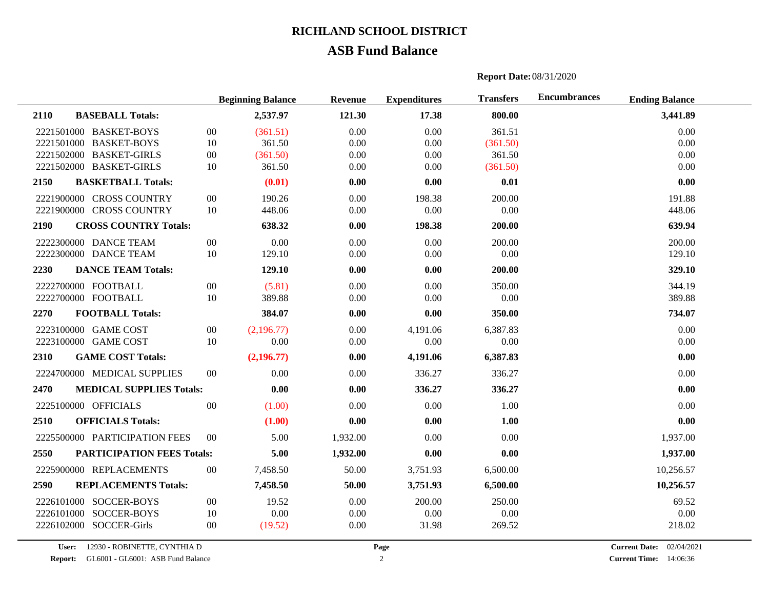# RICHLAND SCHOOL DISTRICT

## ASB Fund Balance

**Report Date:** 08/31/2020

| | | | Beginning Balance | Revenue | Expenditures | Transfers | Encumbrances | Ending Balance |
|---|---|---|---|---|---|---|---|---|
| **2110** | **BASEBALL Totals:** | | **2,537.97** | **121.30** | **17.38** | **800.00** | | **3,441.89** |
| 2221501000 | BASKET-BOYS | 00 | (361.51) | 0.00 | 0.00 | 361.51 | | 0.00 |
| 2221501000 | BASKET-BOYS | 10 | 361.50 | 0.00 | 0.00 | (361.50) | | 0.00 |
| 2221502000 | BASKET-GIRLS | 00 | (361.50) | 0.00 | 0.00 | 361.50 | | 0.00 |
| 2221502000 | BASKET-GIRLS | 10 | 361.50 | 0.00 | 0.00 | (361.50) | | 0.00 |
| **2150** | **BASKETBALL Totals:** | | **(0.01)** | **0.00** | **0.00** | **0.01** | | **0.00** |
| 2221900000 | CROSS COUNTRY | 00 | 190.26 | 0.00 | 198.38 | 200.00 | | 191.88 |
| 2221900000 | CROSS COUNTRY | 10 | 448.06 | 0.00 | 0.00 | 0.00 | | 448.06 |
| **2190** | **CROSS COUNTRY Totals:** | | **638.32** | **0.00** | **198.38** | **200.00** | | **639.94** |
| 2222300000 | DANCE TEAM | 00 | 0.00 | 0.00 | 0.00 | 200.00 | | 200.00 |
| 2222300000 | DANCE TEAM | 10 | 129.10 | 0.00 | 0.00 | 0.00 | | 129.10 |
| **2230** | **DANCE TEAM Totals:** | | **129.10** | **0.00** | **0.00** | **200.00** | | **329.10** |
| 2222700000 | FOOTBALL | 00 | (5.81) | 0.00 | 0.00 | 350.00 | | 344.19 |
| 2222700000 | FOOTBALL | 10 | 389.88 | 0.00 | 0.00 | 0.00 | | 389.88 |
| **2270** | **FOOTBALL Totals:** | | **384.07** | **0.00** | **0.00** | **350.00** | | **734.07** |
| 2223100000 | GAME COST | 00 | (2,196.77) | 0.00 | 4,191.06 | 6,387.83 | | 0.00 |
| 2223100000 | GAME COST | 10 | 0.00 | 0.00 | 0.00 | 0.00 | | 0.00 |
| **2310** | **GAME COST Totals:** | | **(2,196.77)** | **0.00** | **4,191.06** | **6,387.83** | | **0.00** |
| 2224700000 | MEDICAL SUPPLIES | 00 | 0.00 | 0.00 | 336.27 | 336.27 | | 0.00 |
| **2470** | **MEDICAL SUPPLIES Totals:** | | **0.00** | **0.00** | **336.27** | **336.27** | | **0.00** |
| 2225100000 | OFFICIALS | 00 | (1.00) | 0.00 | 0.00 | 1.00 | | 0.00 |
| **2510** | **OFFICIALS Totals:** | | **(1.00)** | **0.00** | **0.00** | **1.00** | | **0.00** |
| 2225500000 | PARTICIPATION FEES | 00 | 5.00 | 1,932.00 | 0.00 | 0.00 | | 1,937.00 |
| **2550** | **PARTICIPATION FEES Totals:** | | **5.00** | **1,932.00** | **0.00** | **0.00** | | **1,937.00** |
| 2225900000 | REPLACEMENTS | 00 | 7,458.50 | 50.00 | 3,751.93 | 6,500.00 | | 10,256.57 |
| **2590** | **REPLACEMENTS Totals:** | | **7,458.50** | **50.00** | **3,751.93** | **6,500.00** | | **10,256.57** |
| 2226101000 | SOCCER-BOYS | 00 | 19.52 | 0.00 | 200.00 | 250.00 | | 69.52 |
| 2226101000 | SOCCER-BOYS | 10 | 0.00 | 0.00 | 0.00 | 0.00 | | 0.00 |
| 2226102000 | SOCCER-Girls | 00 | (19.52) | 0.00 | 31.98 | 269.52 | | 218.02 |

**User:** 12930 - ROBINETTE, CYNTHIA D
**Report:** GL6001 - GL6001: ASB Fund Balance
**Current Date:** 02/04/2021
**Current Time:** 14:06:36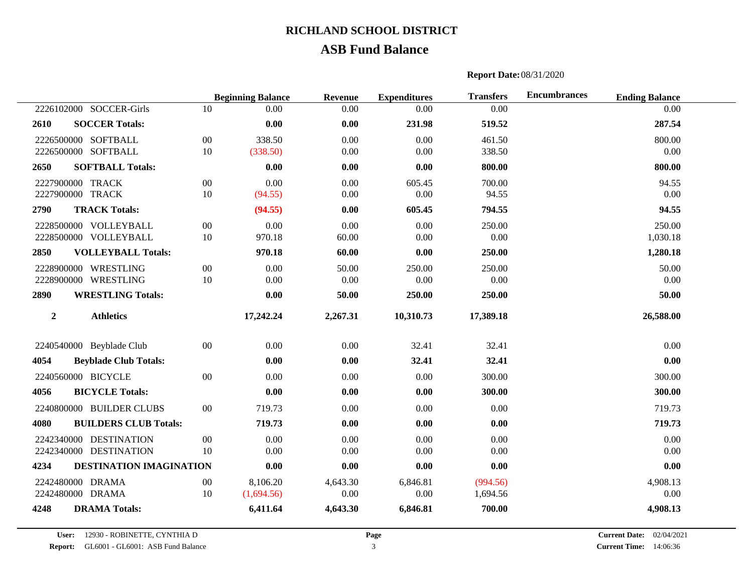# RICHLAND SCHOOL DISTRICT

## ASB Fund Balance

**Report Date:** 08/31/2020

| | | | Beginning Balance | Revenue | Expenditures | Transfers | Encumbrances | Ending Balance |
|---|---|---|---|---|---|---|---|---|
| 2226102000 | SOCCER-Girls | 10 | 0.00 | 0.00 | 0.00 | 0.00 | | 0.00 |
| **2610** | **SOCCER Totals:** | | **0.00** | **0.00** | **231.98** | **519.52** | | **287.54** |
| 2226500000 | SOFTBALL | 00 | 338.50 | 0.00 | 0.00 | 461.50 | | 800.00 |
| 2226500000 | SOFTBALL | 10 | (338.50) | 0.00 | 0.00 | 338.50 | | 0.00 |
| **2650** | **SOFTBALL Totals:** | | **0.00** | **0.00** | **0.00** | **800.00** | | **800.00** |
| 2227900000 | TRACK | 00 | 0.00 | 0.00 | 605.45 | 700.00 | | 94.55 |
| 2227900000 | TRACK | 10 | (94.55) | 0.00 | 0.00 | 94.55 | | 0.00 |
| **2790** | **TRACK Totals:** | | **(94.55)** | **0.00** | **605.45** | **794.55** | | **94.55** |
| 2228500000 | VOLLEYBALL | 00 | 0.00 | 0.00 | 0.00 | 250.00 | | 250.00 |
| 2228500000 | VOLLEYBALL | 10 | 970.18 | 60.00 | 0.00 | 0.00 | | 1,030.18 |
| **2850** | **VOLLEYBALL Totals:** | | **970.18** | **60.00** | **0.00** | **250.00** | | **1,280.18** |
| 2228900000 | WRESTLING | 00 | 0.00 | 50.00 | 250.00 | 250.00 | | 50.00 |
| 2228900000 | WRESTLING | 10 | 0.00 | 0.00 | 0.00 | 0.00 | | 0.00 |
| **2890** | **WRESTLING Totals:** | | **0.00** | **50.00** | **250.00** | **250.00** | | **50.00** |
| **2** | **Athletics** | | **17,242.24** | **2,267.31** | **10,310.73** | **17,389.18** | | **26,588.00** |
| 2240540000 | Beyblade Club | 00 | 0.00 | 0.00 | 32.41 | 32.41 | | 0.00 |
| **4054** | **Beyblade Club Totals:** | | **0.00** | **0.00** | **32.41** | **32.41** | | **0.00** |
| 2240560000 | BICYCLE | 00 | 0.00 | 0.00 | 0.00 | 300.00 | | 300.00 |
| **4056** | **BICYCLE Totals:** | | **0.00** | **0.00** | **0.00** | **300.00** | | **300.00** |
| 2240800000 | BUILDER CLUBS | 00 | 719.73 | 0.00 | 0.00 | 0.00 | | 719.73 |
| **4080** | **BUILDERS CLUB Totals:** | | **719.73** | **0.00** | **0.00** | **0.00** | | **719.73** |
| 2242340000 | DESTINATION | 00 | 0.00 | 0.00 | 0.00 | 0.00 | | 0.00 |
| 2242340000 | DESTINATION | 10 | 0.00 | 0.00 | 0.00 | 0.00 | | 0.00 |
| **4234** | **DESTINATION IMAGINATION** | | **0.00** | **0.00** | **0.00** | **0.00** | | **0.00** |
| 2242480000 | DRAMA | 00 | 8,106.20 | 4,643.30 | 6,846.81 | (994.56) | | 4,908.13 |
| 2242480000 | DRAMA | 10 | (1,694.56) | 0.00 | 0.00 | 1,694.56 | | 0.00 |
| **4248** | **DRAMA Totals:** | | **6,411.64** | **4,643.30** | **6,846.81** | **700.00** | | **4,908.13** |

**User:** 12930 - ROBINETTE, CYNTHIA D
**Report:** GL6001 - GL6001: ASB Fund Balance
**Current Date:** 02/04/2021
**Current Time:** 14:06:36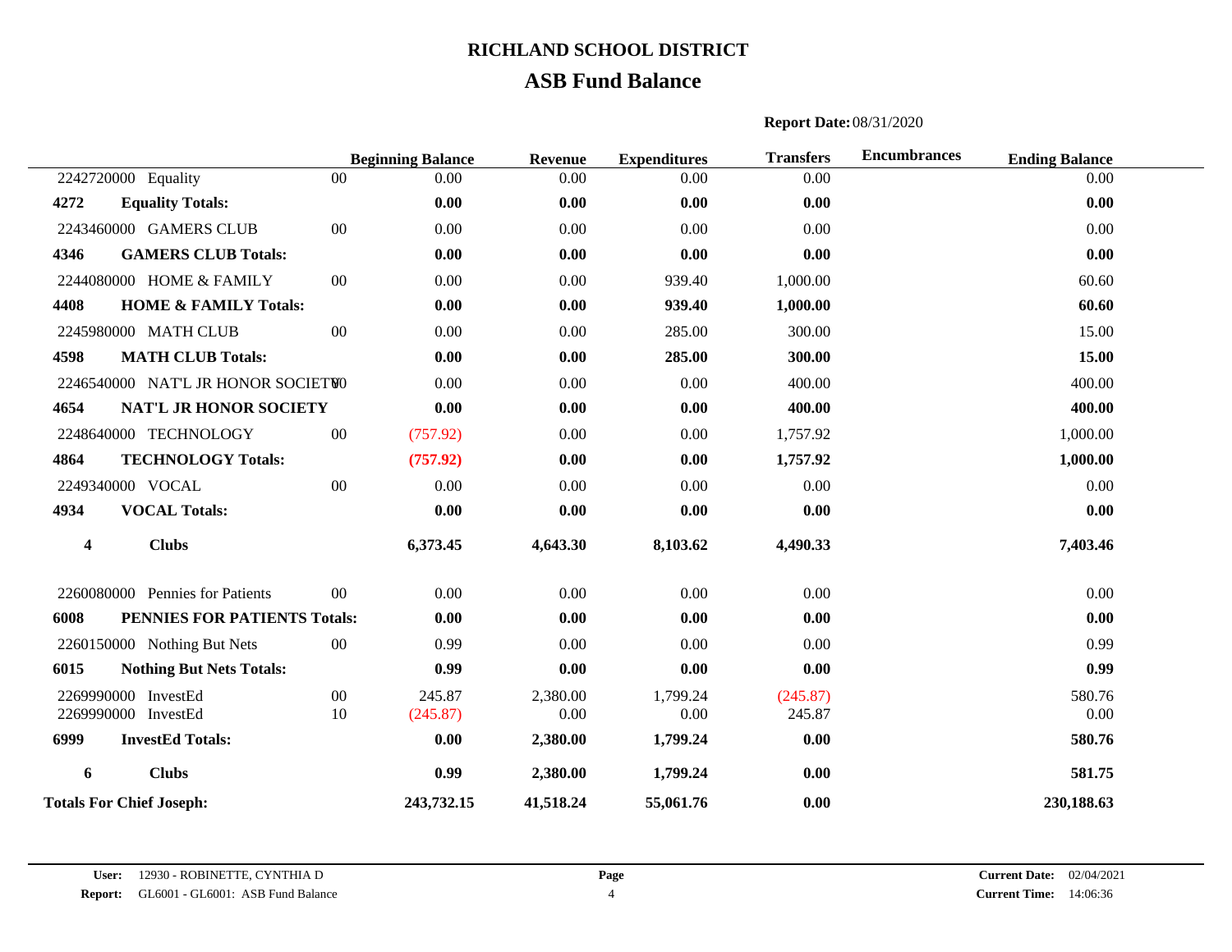# RICHLAND SCHOOL DISTRICT

## ASB Fund Balance

**Report Date:** 08/31/2020

| | | | Beginning Balance | Revenue | Expenditures | Transfers | Encumbrances | Ending Balance |
|---|---|---|---|---|---|---|---|---|
| 2242720000 | Equality | 00 | 0.00 | 0.00 | 0.00 | 0.00 | | 0.00 |
| **4272** | **Equality Totals:** | | **0.00** | **0.00** | **0.00** | **0.00** | | **0.00** |
| 2243460000 | GAMERS CLUB | 00 | 0.00 | 0.00 | 0.00 | 0.00 | | 0.00 |
| **4346** | **GAMERS CLUB Totals:** | | **0.00** | **0.00** | **0.00** | **0.00** | | **0.00** |
| 2244080000 | HOME & FAMILY | 00 | 0.00 | 0.00 | 939.40 | 1,000.00 | | 60.60 |
| **4408** | **HOME & FAMILY Totals:** | | **0.00** | **0.00** | **939.40** | **1,000.00** | | **60.60** |
| 2245980000 | MATH CLUB | 00 | 0.00 | 0.00 | 285.00 | 300.00 | | 15.00 |
| **4598** | **MATH CLUB Totals:** | | **0.00** | **0.00** | **285.00** | **300.00** | | **15.00** |
| 2246540000 | NAT'L JR HONOR SOCIETY | 00 | 0.00 | 0.00 | 0.00 | 400.00 | | 400.00 |
| **4654** | **NAT'L JR HONOR SOCIETY** | | **0.00** | **0.00** | **0.00** | **400.00** | | **400.00** |
| 2248640000 | TECHNOLOGY | 00 | (757.92) | 0.00 | 0.00 | 1,757.92 | | 1,000.00 |
| **4864** | **TECHNOLOGY Totals:** | | **(757.92)** | **0.00** | **0.00** | **1,757.92** | | **1,000.00** |
| 2249340000 | VOCAL | 00 | 0.00 | 0.00 | 0.00 | 0.00 | | 0.00 |
| **4934** | **VOCAL Totals:** | | **0.00** | **0.00** | **0.00** | **0.00** | | **0.00** |
| **4** | **Clubs** | | **6,373.45** | **4,643.30** | **8,103.62** | **4,490.33** | | **7,403.46** |
| 2260080000 | Pennies for Patients | 00 | 0.00 | 0.00 | 0.00 | 0.00 | | 0.00 |
| **6008** | **PENNIES FOR PATIENTS Totals:** | | **0.00** | **0.00** | **0.00** | **0.00** | | **0.00** |
| 2260150000 | Nothing But Nets | 00 | 0.99 | 0.00 | 0.00 | 0.00 | | 0.99 |
| **6015** | **Nothing But Nets Totals:** | | **0.99** | **0.00** | **0.00** | **0.00** | | **0.99** |
| 2269990000 | InvestEd | 00 | 245.87 | 2,380.00 | 1,799.24 | (245.87) | | 580.76 |
| 2269990000 | InvestEd | 10 | (245.87) | 0.00 | 0.00 | 245.87 | | 0.00 |
| **6999** | **InvestEd Totals:** | | **0.00** | **2,380.00** | **1,799.24** | **0.00** | | **580.76** |
| **6** | **Clubs** | | **0.99** | **2,380.00** | **1,799.24** | **0.00** | | **581.75** |
| **Totals For Chief Joseph:** | | | **243,732.15** | **41,518.24** | **55,061.76** | **0.00** | | **230,188.63** |

**User:** 12930 - ROBINETTE, CYNTHIA D
**Report:** GL6001 - GL6001: ASB Fund Balance
**Current Date:** 02/04/2021
**Current Time:** 14:06:36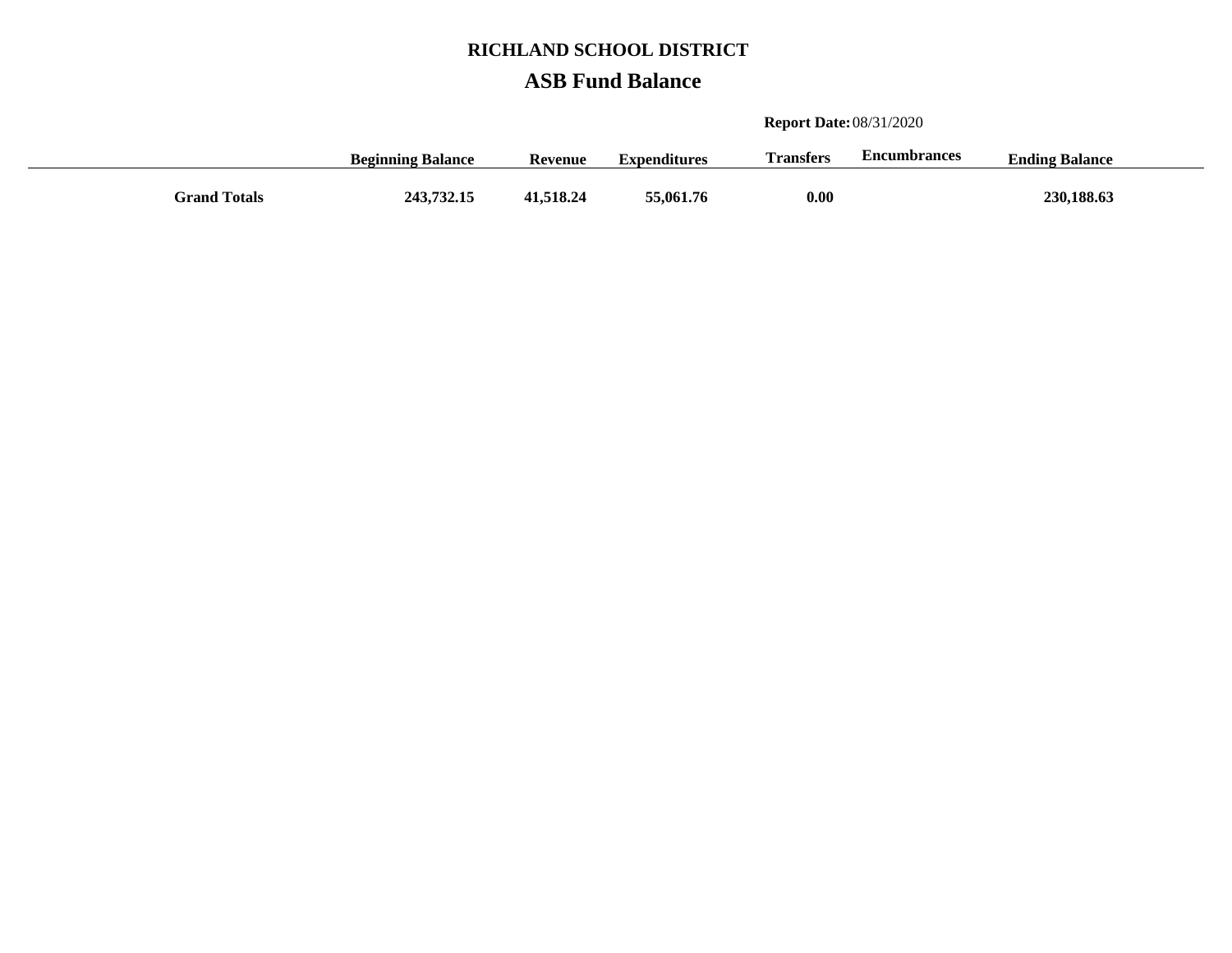**RICHLAND SCHOOL DISTRICT**

## ASB Fund Balance

**Report Date:** 08/31/2020

| | Beginning Balance | Revenue | Expenditures | Transfers | Encumbrances | Ending Balance |
|---|---|---|---|---|---|---|
| **Grand Totals** | **243,732.15** | **41,518.24** | **55,061.76** | **0.00** | | **230,188.63** |